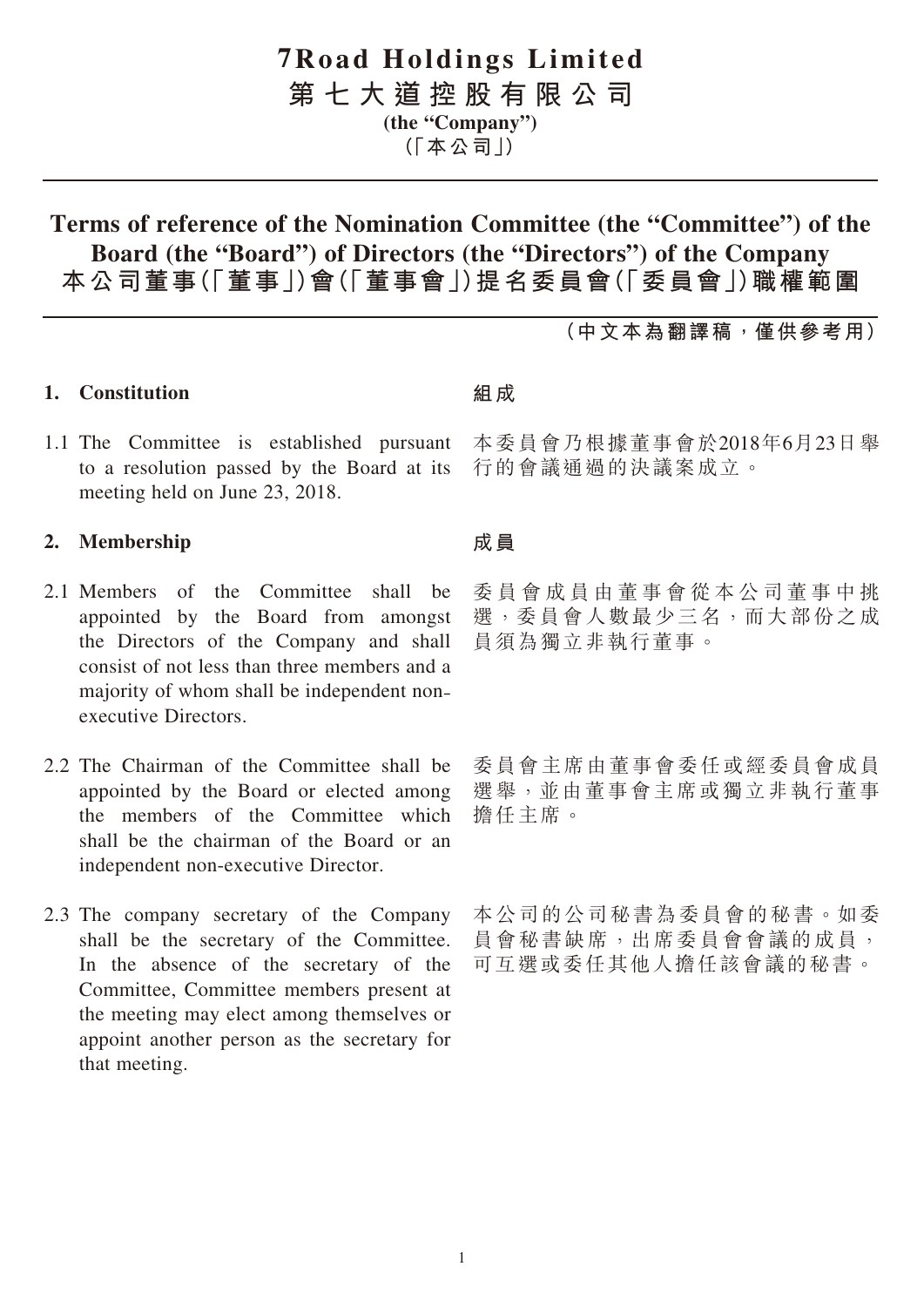# 7Road Holdings Limited
# 第七大道控股有限公司
**(the "Company")**
**(「本公司」)**

## Terms of reference of the Nomination Committee (the "Committee") of the Board (the "Board") of Directors (the "Directors") of the Company
## 本公司董事(「董事」)會(「董事會」)提名委員會(「委員會」)職權範圍

**(中文本為翻譯稿,僅供參考用)**

### 1. Constitution

### 組成

1.1 The Committee is established pursuant to a resolution passed by the Board at its meeting held on June 23, 2018.

本委員會乃根據董事會於2018年6月23日舉行的會議通過的決議案成立。

### 2. Membership

### 成員

2.1 Members of the Committee shall be appointed by the Board from amongst the Directors of the Company and shall consist of not less than three members and a majority of whom shall be independent non-executive Directors.

委員會成員由董事會從本公司董事中挑選,委員會人數最少三名,而大部份之成員須為獨立非執行董事。

2.2 The Chairman of the Committee shall be appointed by the Board or elected among the members of the Committee which shall be the chairman of the Board or an independent non-executive Director.

委員會主席由董事會委任或經委員會成員選舉,並由董事會主席或獨立非執行董事擔任主席。

2.3 The company secretary of the Company shall be the secretary of the Committee. In the absence of the secretary of the Committee, Committee members present at the meeting may elect among themselves or appoint another person as the secretary for that meeting.

本公司的公司秘書為委員會的秘書。如委員會秘書缺席,出席委員會會議的成員,可互選或委任其他人擔任該會議的秘書。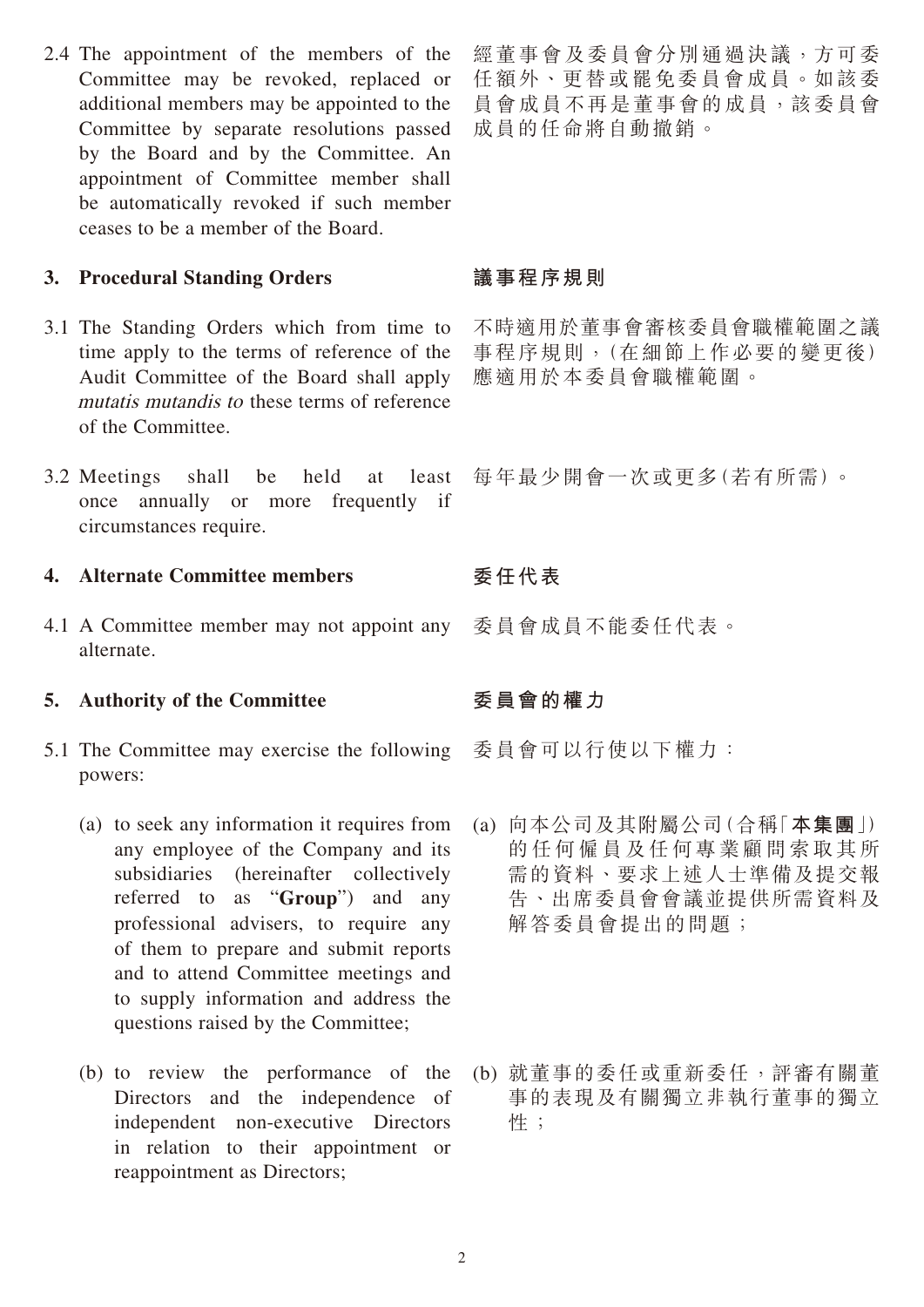2.4 The appointment of the members of the Committee may be revoked, replaced or additional members may be appointed to the Committee by separate resolutions passed by the Board and by the Committee. An appointment of Committee member shall be automatically revoked if such member ceases to be a member of the Board.

經董事會及委員會分別通過決議，方可委任額外、更替或罷免委員會成員。如該委員會成員不再是董事會的成員，該委員會成員的任命將自動撤銷。

## 3. Procedural Standing Orders

## 議事程序規則

3.1 The Standing Orders which from time to time apply to the terms of reference of the Audit Committee of the Board shall apply *mutatis mutandis to* these terms of reference of the Committee.

不時適用於董事會審核委員會職權範圍之議事程序規則，(在細節上作必要的變更後)應適用於本委員會職權範圍。

3.2 Meetings shall be held at least once annually or more frequently if circumstances require.

每年最少開會一次或更多(若有所需)。

## 4. Alternate Committee members

## 委任代表

4.1 A Committee member may not appoint any alternate.

委員會成員不能委任代表。

## 5. Authority of the Committee

## 委員會的權力

5.1 The Committee may exercise the following powers:

委員會可以行使以下權力：

(a) to seek any information it requires from any employee of the Company and its subsidiaries (hereinafter collectively referred to as "**Group**") and any professional advisers, to require any of them to prepare and submit reports and to attend Committee meetings and to supply information and address the questions raised by the Committee;

(a) 向本公司及其附屬公司(合稱「**本集團**」)的任何僱員及任何專業顧問索取其所需的資料、要求上述人士準備及提交報告、出席委員會會議並提供所需資料及解答委員會提出的問題；

(b) to review the performance of the Directors and the independence of independent non-executive Directors in relation to their appointment or reappointment as Directors;

(b) 就董事的委任或重新委任，評審有關董事的表現及有關獨立非執行董事的獨立性；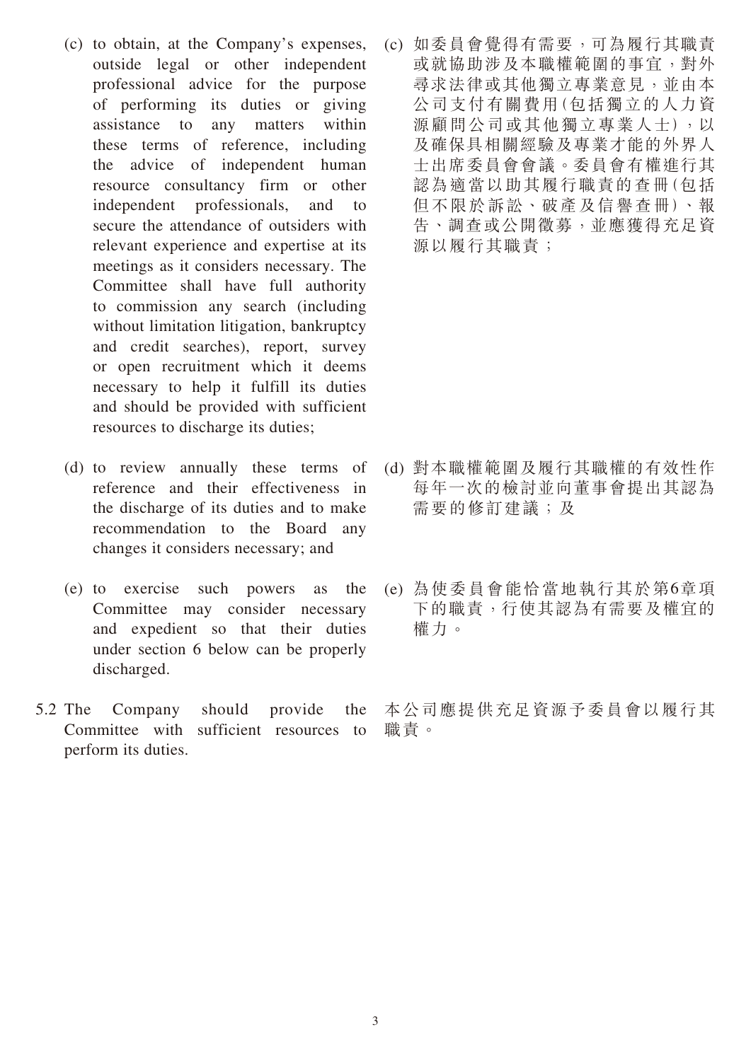(c) to obtain, at the Company's expenses, outside legal or other independent professional advice for the purpose of performing its duties or giving assistance to any matters within these terms of reference, including the advice of independent human resource consultancy firm or other independent professionals, and to secure the attendance of outsiders with relevant experience and expertise at its meetings as it considers necessary. The Committee shall have full authority to commission any search (including without limitation litigation, bankruptcy and credit searches), report, survey or open recruitment which it deems necessary to help it fulfill its duties and should be provided with sufficient resources to discharge its duties;

(c) 如委員會覺得有需要，可為履行其職責或就協助涉及本職權範圍的事宜，對外尋求法律或其他獨立專業意見，並由本公司支付有關費用(包括獨立的人力資源顧問公司或其他獨立專業人士)，以及確保具相關經驗及專業才能的外界人士出席委員會會議。委員會有權進行其認為適當以助其履行職責的查冊(包括但不限於訴訟、破產及信譽查冊)、報告、調查或公開徵募，並應獲得充足資源以履行其職責；

(d) to review annually these terms of reference and their effectiveness in the discharge of its duties and to make recommendation to the Board any changes it considers necessary; and

(d) 對本職權範圍及履行其職權的有效性作每年一次的檢討並向董事會提出其認為需要的修訂建議；及

(e) to exercise such powers as the Committee may consider necessary and expedient so that their duties under section 6 below can be properly discharged.

(e) 為使委員會能恰當地執行其於第6章項下的職責，行使其認為有需要及權宜的權力。

5.2 The Company should provide the Committee with sufficient resources to perform its duties.

本公司應提供充足資源予委員會以履行其職責。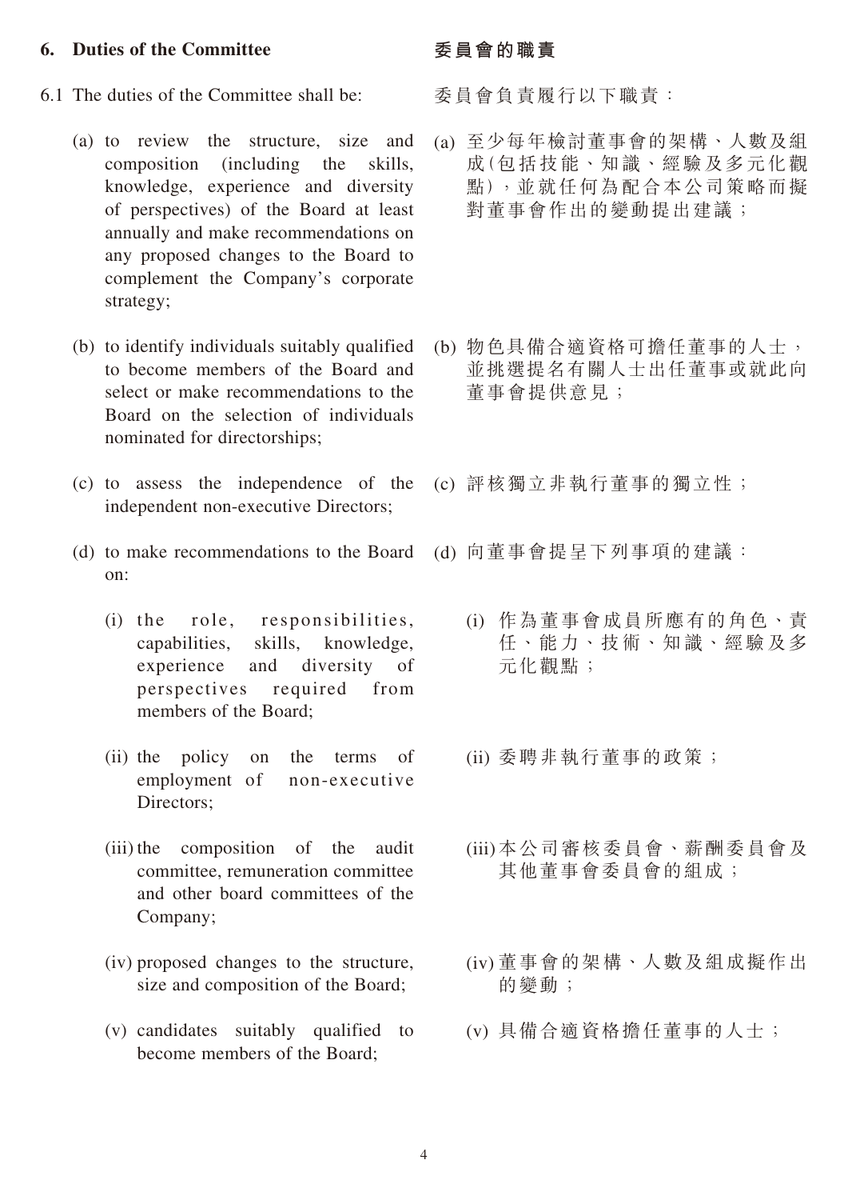## 6. Duties of the Committee

## 委員會的職責

6.1 The duties of the Committee shall be:

委員會負責履行以下職責：

(a) to review the structure, size and composition (including the skills, knowledge, experience and diversity of perspectives) of the Board at least annually and make recommendations on any proposed changes to the Board to complement the Company's corporate strategy;

(a) 至少每年檢討董事會的架構、人數及組成（包括技能、知識、經驗及多元化觀點），並就任何為配合本公司策略而擬對董事會作出的變動提出建議；

(b) to identify individuals suitably qualified to become members of the Board and select or make recommendations to the Board on the selection of individuals nominated for directorships;

(b) 物色具備合適資格可擔任董事的人士，並挑選提名有關人士出任董事或就此向董事會提供意見；

(c) to assess the independence of the independent non-executive Directors;

(c) 評核獨立非執行董事的獨立性；

(d) to make recommendations to the Board on:

(d) 向董事會提呈下列事項的建議：

(i) the role, responsibilities, capabilities, skills, knowledge, experience and diversity of perspectives required from members of the Board;

(i) 作為董事會成員所應有的角色、責任、能力、技術、知識、經驗及多元化觀點；

(ii) the policy on the terms of employment of non-executive Directors;

(ii) 委聘非執行董事的政策；

(iii) the composition of the audit committee, remuneration committee and other board committees of the Company;

(iii) 本公司審核委員會、薪酬委員會及其他董事會委員會的組成；

(iv) proposed changes to the structure, size and composition of the Board;

(iv) 董事會的架構、人數及組成擬作出的變動；

(v) candidates suitably qualified to become members of the Board;

(v) 具備合適資格擔任董事的人士；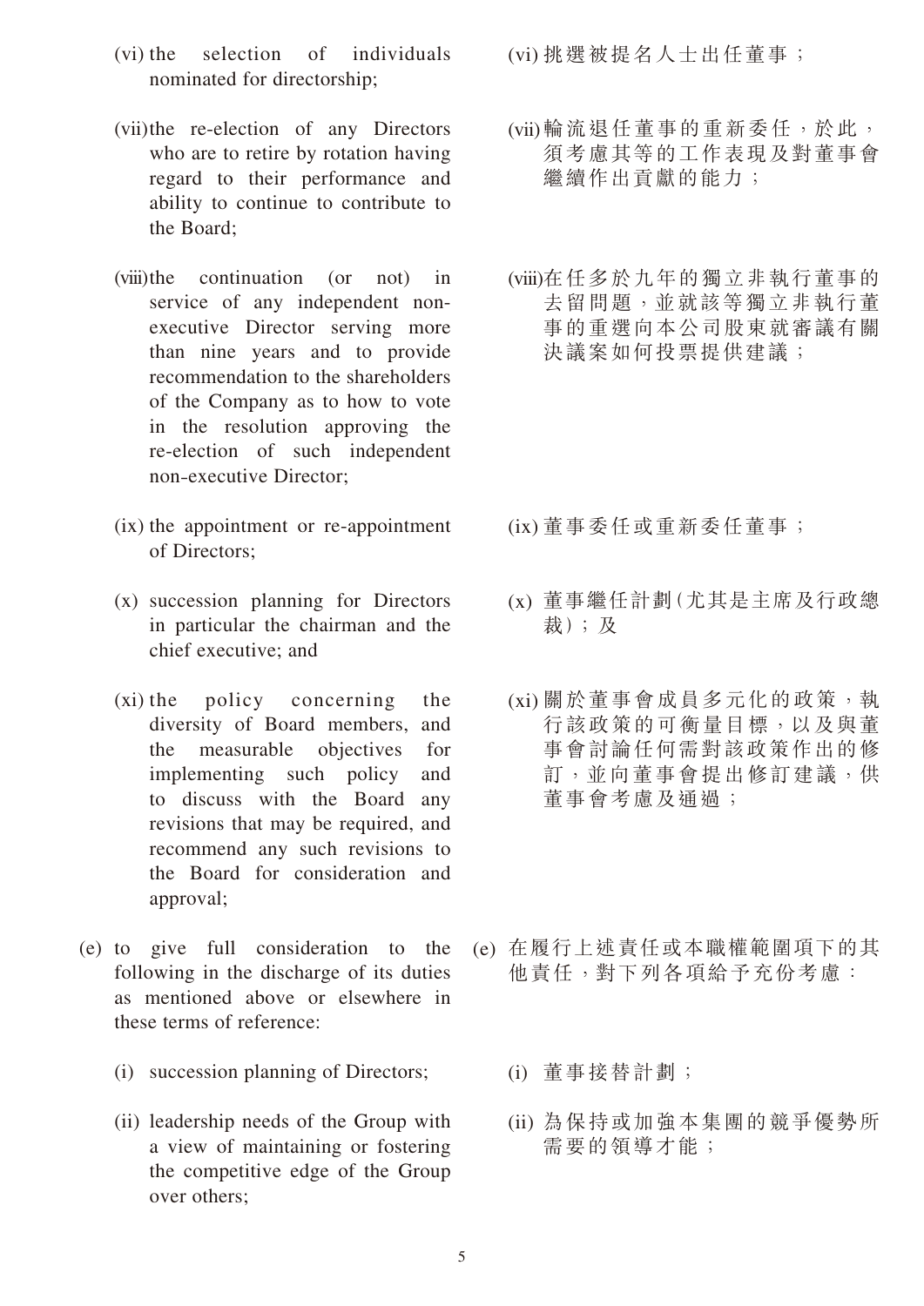(vi) the selection of individuals nominated for directorship;

(vi) 挑選被提名人士出任董事；

(vii) the re-election of any Directors who are to retire by rotation having regard to their performance and ability to continue to contribute to the Board;

(vii) 輪流退任董事的重新委任，於此，須考慮其等的工作表現及對董事會繼續作出貢獻的能力；

(viii) the continuation (or not) in service of any independent non-executive Director serving more than nine years and to provide recommendation to the shareholders of the Company as to how to vote in the resolution approving the re-election of such independent non-executive Director;

(viii) 在任多於九年的獨立非執行董事的去留問題，並就該等獨立非執行董事的重選向本公司股東就審議有關決議案如何投票提供建議；

(ix) the appointment or re-appointment of Directors;

(ix) 董事委任或重新委任董事；

(x) succession planning for Directors in particular the chairman and the chief executive; and

(x) 董事繼任計劃(尤其是主席及行政總裁)；及

(xi) the policy concerning the diversity of Board members, and the measurable objectives for implementing such policy and to discuss with the Board any revisions that may be required, and recommend any such revisions to the Board for consideration and approval;

(xi) 關於董事會成員多元化的政策，執行該政策的可衡量目標，以及與董事會討論任何需對該政策作出的修訂，並向董事會提出修訂建議，供董事會考慮及通過；

(e) to give full consideration to the following in the discharge of its duties as mentioned above or elsewhere in these terms of reference:

(e) 在履行上述責任或本職權範圍項下的其他責任，對下列各項給予充份考慮：

(i) succession planning of Directors;

(i) 董事接替計劃；

(ii) leadership needs of the Group with a view of maintaining or fostering the competitive edge of the Group over others;

(ii) 為保持或加強本集團的競爭優勢所需要的領導才能；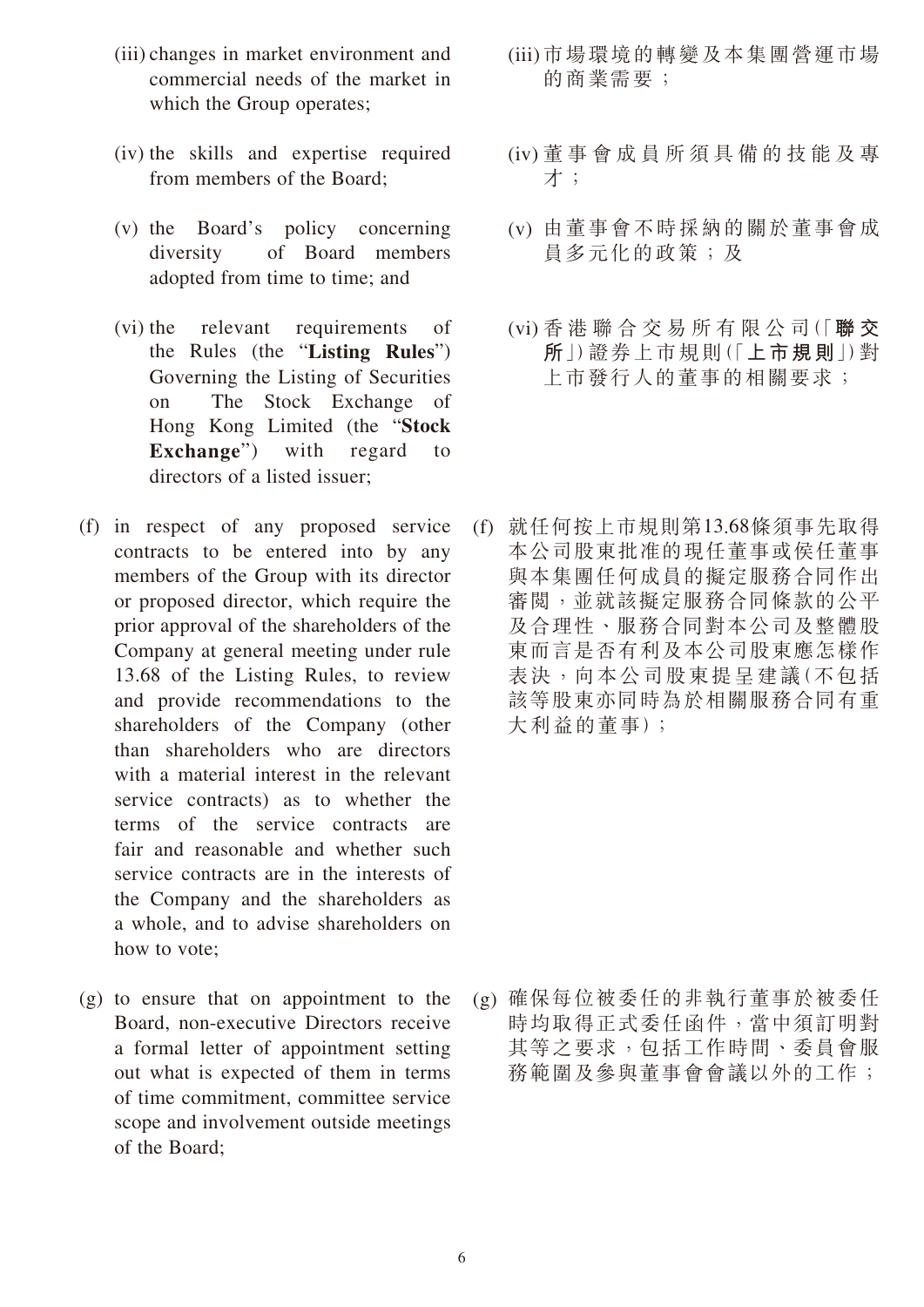(iii) changes in market environment and commercial needs of the market in which the Group operates;

(iv) the skills and expertise required from members of the Board;

(v) the Board's policy concerning diversity of Board members adopted from time to time; and

(vi) the relevant requirements of the Rules (the "**Listing Rules**") Governing the Listing of Securities on The Stock Exchange of Hong Kong Limited (the "**Stock Exchange**") with regard to directors of a listed issuer;

(f) in respect of any proposed service contracts to be entered into by any members of the Group with its director or proposed director, which require the prior approval of the shareholders of the Company at general meeting under rule 13.68 of the Listing Rules, to review and provide recommendations to the shareholders of the Company (other than shareholders who are directors with a material interest in the relevant service contracts) as to whether the terms of the service contracts are fair and reasonable and whether such service contracts are in the interests of the Company and the shareholders as a whole, and to advise shareholders on how to vote;

(g) to ensure that on appointment to the Board, non-executive Directors receive a formal letter of appointment setting out what is expected of them in terms of time commitment, committee service scope and involvement outside meetings of the Board;

(iii) 市場環境的轉變及本集團營運市場的商業需要；

(iv) 董事會成員所須具備的技能及專才；

(v) 由董事會不時採納的關於董事會成員多元化的政策；及

(vi) 香港聯合交易所有限公司(「**聯交所**」)證券上市規則(「**上市規則**」)對上市發行人的董事的相關要求；

(f) 就任何按上市規則第13.68條須事先取得本公司股東批准的現任董事或候任董事與本集團任何成員的擬定服務合同作出審閱，並就該擬定服務合同條款的公平及合理性、服務合同對本公司及整體股東而言是否有利及本公司股東應怎樣作表決，向本公司股東提呈建議(不包括該等股東亦同時為於相關服務合同有重大利益的董事)；

(g) 確保每位被委任的非執行董事於被委任時均取得正式委任函件，當中須訂明對其等之要求，包括工作時間、委員會服務範圍及參與董事會會議以外的工作；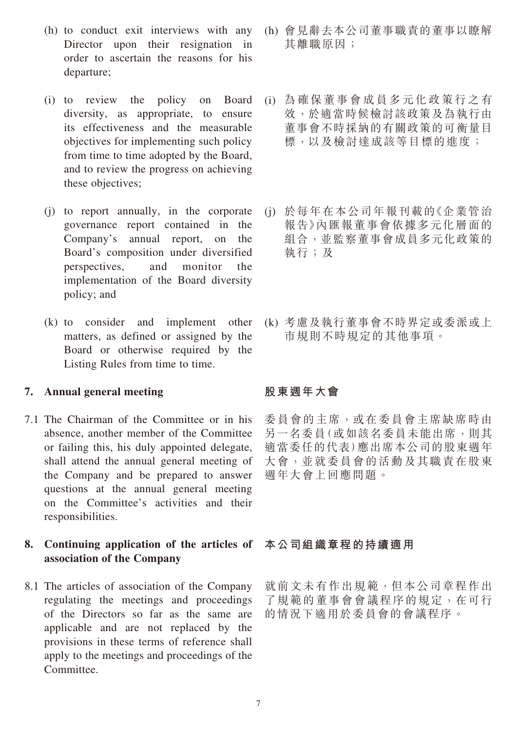(h) to conduct exit interviews with any Director upon their resignation in order to ascertain the reasons for his departure;

(h) 會見辭去本公司董事職責的董事以瞭解其離職原因；

(i) to review the policy on Board diversity, as appropriate, to ensure its effectiveness and the measurable objectives for implementing such policy from time to time adopted by the Board, and to review the progress on achieving these objectives;

(i) 為確保董事會成員多元化政策行之有效，於適當時候檢討該政策及為執行由董事會不時採納的有關政策的可衡量目標，以及檢討達成該等目標的進度；

(j) to report annually, in the corporate governance report contained in the Company's annual report, on the Board's composition under diversified perspectives, and monitor the implementation of the Board diversity policy; and

(j) 於每年在本公司年報刊載的《企業管治報告》內匯報董事會依據多元化層面的組合，並監察董事會成員多元化政策的執行；及

(k) to consider and implement other matters, as defined or assigned by the Board or otherwise required by the Listing Rules from time to time.

(k) 考慮及執行董事會不時界定或委派或上市規則不時規定的其他事項。

## 7. Annual general meeting

## 股東週年大會

7.1 The Chairman of the Committee or in his absence, another member of the Committee or failing this, his duly appointed delegate, shall attend the annual general meeting of the Company and be prepared to answer questions at the annual general meeting on the Committee's activities and their responsibilities.

委員會的主席，或在委員會主席缺席時由另一名委員(或如該名委員未能出席，則其適當委任的代表)應出席本公司的股東週年大會，並就委員會的活動及其職責在股東週年大會上回應問題。

## 8. Continuing application of the articles of association of the Company

## 本公司組織章程的持續適用

8.1 The articles of association of the Company regulating the meetings and proceedings of the Directors so far as the same are applicable and are not replaced by the provisions in these terms of reference shall apply to the meetings and proceedings of the Committee.

就前文未有作出規範，但本公司章程作出了規範的董事會會議程序的規定，在可行的情況下適用於委員會的會議程序。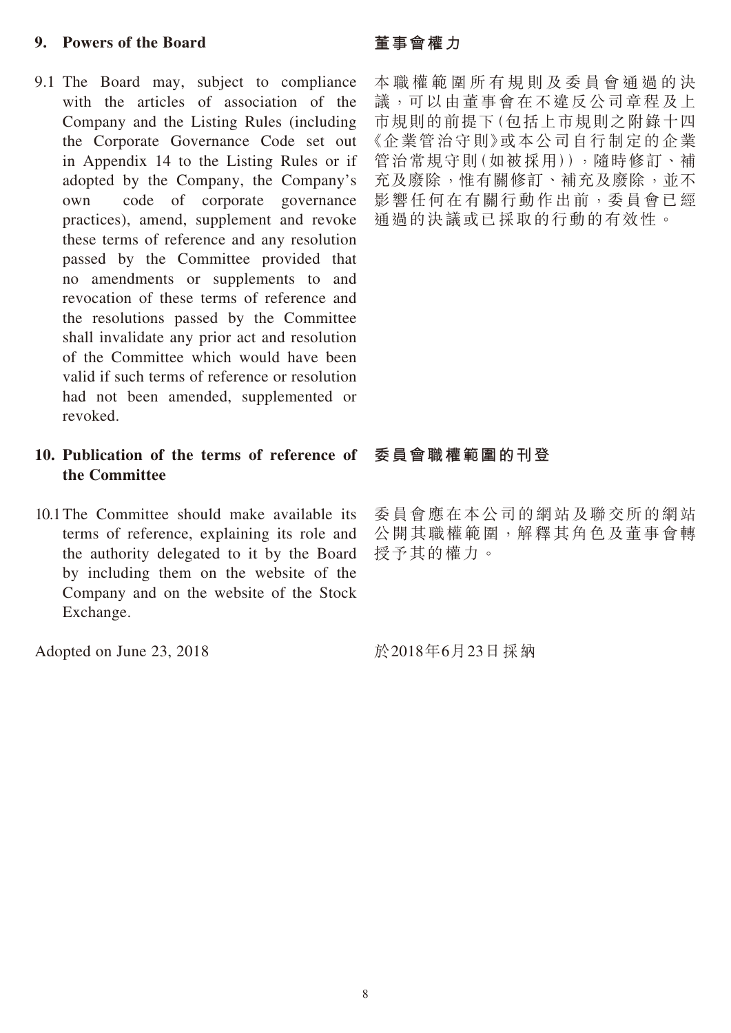## 9. Powers of the Board

## 董事會權力

9.1 The Board may, subject to compliance with the articles of association of the Company and the Listing Rules (including the Corporate Governance Code set out in Appendix 14 to the Listing Rules or if adopted by the Company, the Company's own code of corporate governance practices), amend, supplement and revoke these terms of reference and any resolution passed by the Committee provided that no amendments or supplements to and revocation of these terms of reference and the resolutions passed by the Committee shall invalidate any prior act and resolution of the Committee which would have been valid if such terms of reference or resolution had not been amended, supplemented or revoked.

本職權範圍所有規則及委員會通過的決議，可以由董事會在不違反公司章程及上市規則的前提下(包括上市規則之附錄十四《企業管治守則》或本公司自行制定的企業管治常規守則(如被採用))，隨時修訂、補充及廢除，惟有關修訂、補充及廢除，並不影響任何在有關行動作出前，委員會已經通過的決議或已採取的行動的有效性。

## 10. Publication of the terms of reference of the Committee

## 委員會職權範圍的刊登

10.1 The Committee should make available its terms of reference, explaining its role and the authority delegated to it by the Board by including them on the website of the Company and on the website of the Stock Exchange.

委員會應在本公司的網站及聯交所的網站公開其職權範圍，解釋其角色及董事會轉授予其的權力。

Adopted on June 23, 2018

於2018年6月23日採納